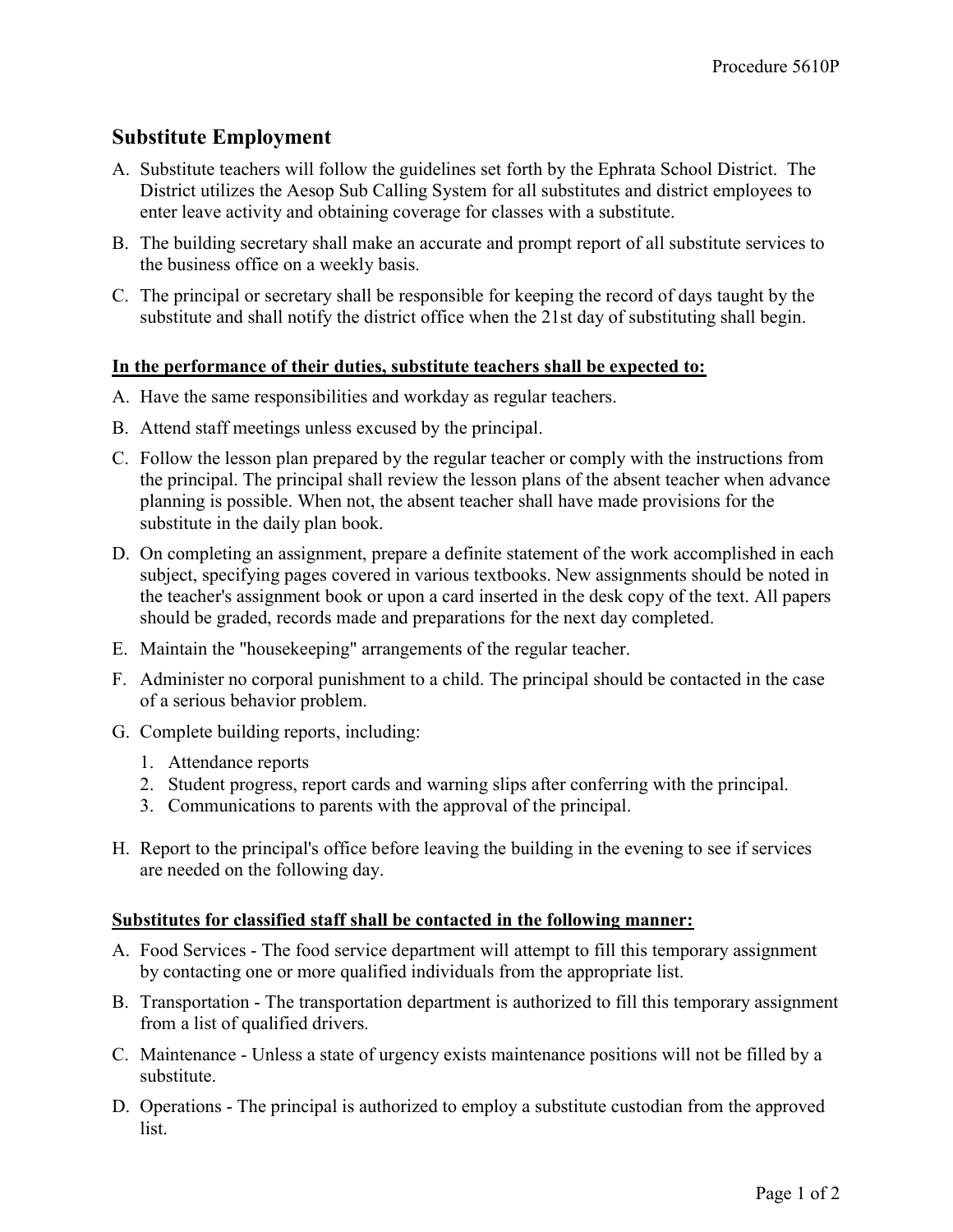Procedure 5610P

## Substitute Employment

A. Substitute teachers will follow the guidelines set forth by the Ephrata School District. The District utilizes the Aesop Sub Calling System for all substitutes and district employees to enter leave activity and obtaining coverage for classes with a substitute.

B. The building secretary shall make an accurate and prompt report of all substitute services to the business office on a weekly basis.

C. The principal or secretary shall be responsible for keeping the record of days taught by the substitute and shall notify the district office when the 21st day of substituting shall begin.

**In the performance of their duties, substitute teachers shall be expected to:**

A. Have the same responsibilities and workday as regular teachers.

B. Attend staff meetings unless excused by the principal.

C. Follow the lesson plan prepared by the regular teacher or comply with the instructions from the principal. The principal shall review the lesson plans of the absent teacher when advance planning is possible. When not, the absent teacher shall have made provisions for the substitute in the daily plan book.

D. On completing an assignment, prepare a definite statement of the work accomplished in each subject, specifying pages covered in various textbooks. New assignments should be noted in the teacher's assignment book or upon a card inserted in the desk copy of the text. All papers should be graded, records made and preparations for the next day completed.

E. Maintain the "housekeeping" arrangements of the regular teacher.

F. Administer no corporal punishment to a child. The principal should be contacted in the case of a serious behavior problem.

G. Complete building reports, including:

   1. Attendance reports
   2. Student progress, report cards and warning slips after conferring with the principal.
   3. Communications to parents with the approval of the principal.

H. Report to the principal's office before leaving the building in the evening to see if services are needed on the following day.

**Substitutes for classified staff shall be contacted in the following manner:**

A. Food Services - The food service department will attempt to fill this temporary assignment by contacting one or more qualified individuals from the appropriate list.

B. Transportation - The transportation department is authorized to fill this temporary assignment from a list of qualified drivers.

C. Maintenance - Unless a state of urgency exists maintenance positions will not be filled by a substitute.

D. Operations - The principal is authorized to employ a substitute custodian from the approved list.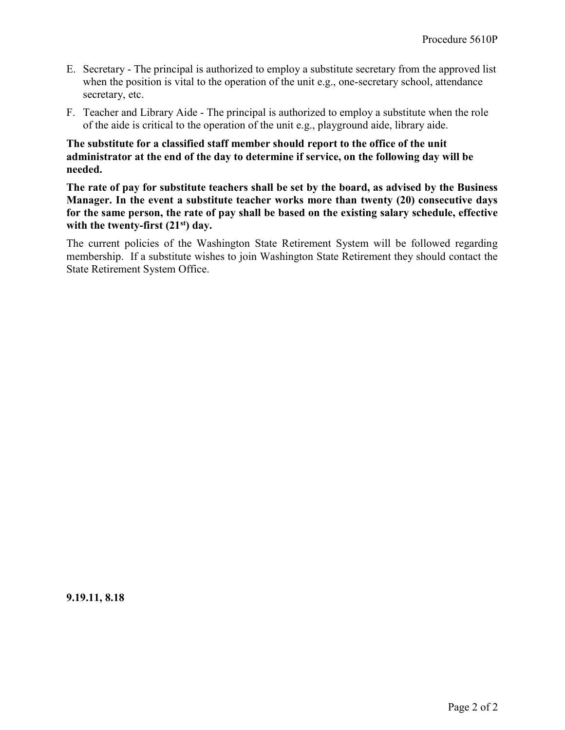E. Secretary - The principal is authorized to employ a substitute secretary from the approved list when the position is vital to the operation of the unit e.g., one-secretary school, attendance secretary, etc.

F. Teacher and Library Aide - The principal is authorized to employ a substitute when the role of the aide is critical to the operation of the unit e.g., playground aide, library aide.

**The substitute for a classified staff member should report to the office of the unit administrator at the end of the day to determine if service, on the following day will be needed.**

**The rate of pay for substitute teachers shall be set by the board, as advised by the Business Manager. In the event a substitute teacher works more than twenty (20) consecutive days for the same person, the rate of pay shall be based on the existing salary schedule, effective with the twenty-first (21st) day.**

The current policies of the Washington State Retirement System will be followed regarding membership. If a substitute wishes to join Washington State Retirement they should contact the State Retirement System Office.

**9.19.11, 8.18**